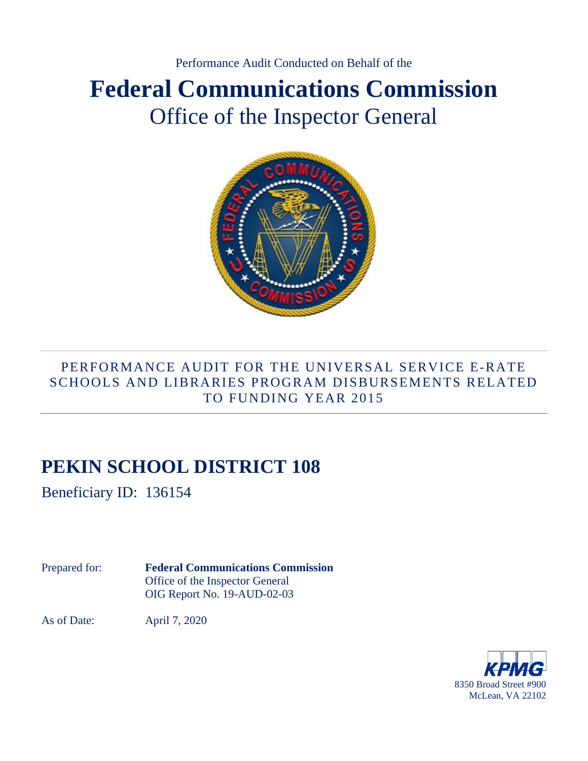Performance Audit Conducted on Behalf of the

# Federal Communications Commission

## Office of the Inspector General

PERFORMANCE AUDIT FOR THE UNIVERSAL SERVICE E-RATE SCHOOLS AND LIBRARIES PROGRAM DISBURSEMENTS RELATED TO FUNDING YEAR 2015

# PEKIN SCHOOL DISTRICT 108

Beneficiary ID: 136154

Prepared for: **Federal Communications Commission**
Office of the Inspector General
OIG Report No. 19-AUD-02-03

As of Date: April 7, 2020

KPMG
8350 Broad Street #900
McLean, VA 22102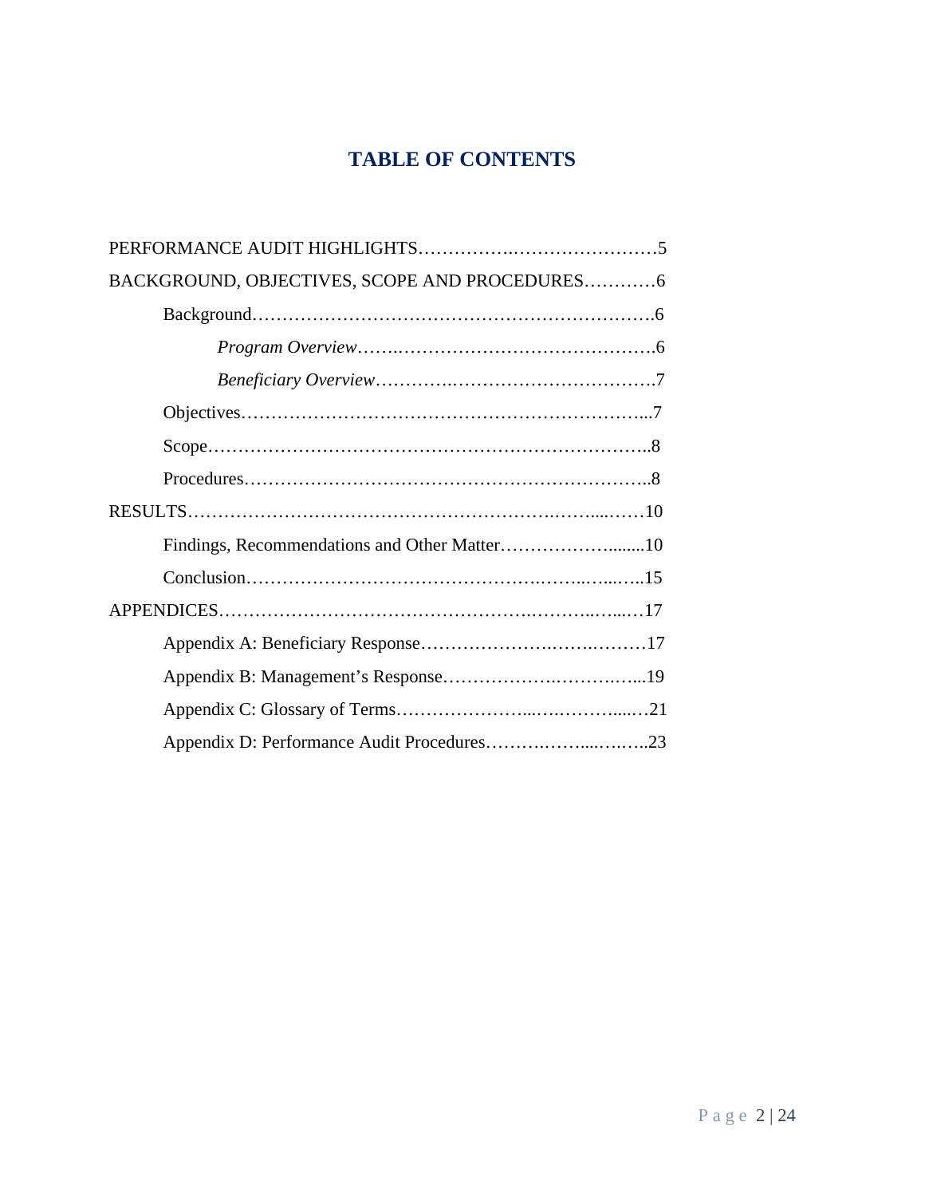# TABLE OF CONTENTS

PERFORMANCE AUDIT HIGHLIGHTS……………….……………………5

BACKGROUND, OBJECTIVES, SCOPE AND PROCEDURES…………6

- Background……………………………………………………….6
  - *Program Overview*…….…………………………………….6
  - *Beneficiary Overview*………….……………………………7
- Objectives……………………………………………………...7
- Scope…………………………………………………………..8
- Procedures……………………………………………………..8

RESULTS………………………………………………….……....……10

- Findings, Recommendations and Other Matter………………........10
- Conclusion………………………………….……..…...…..15

APPENDICES…………………………………….………..…...…17

- Appendix A: Beneficiary Response………………….…….………17
- Appendix B: Management's Response……………….……….…...19
- Appendix C: Glossary of Terms…………………...….………....…21
- Appendix D: Performance Audit Procedures……….……...….…..23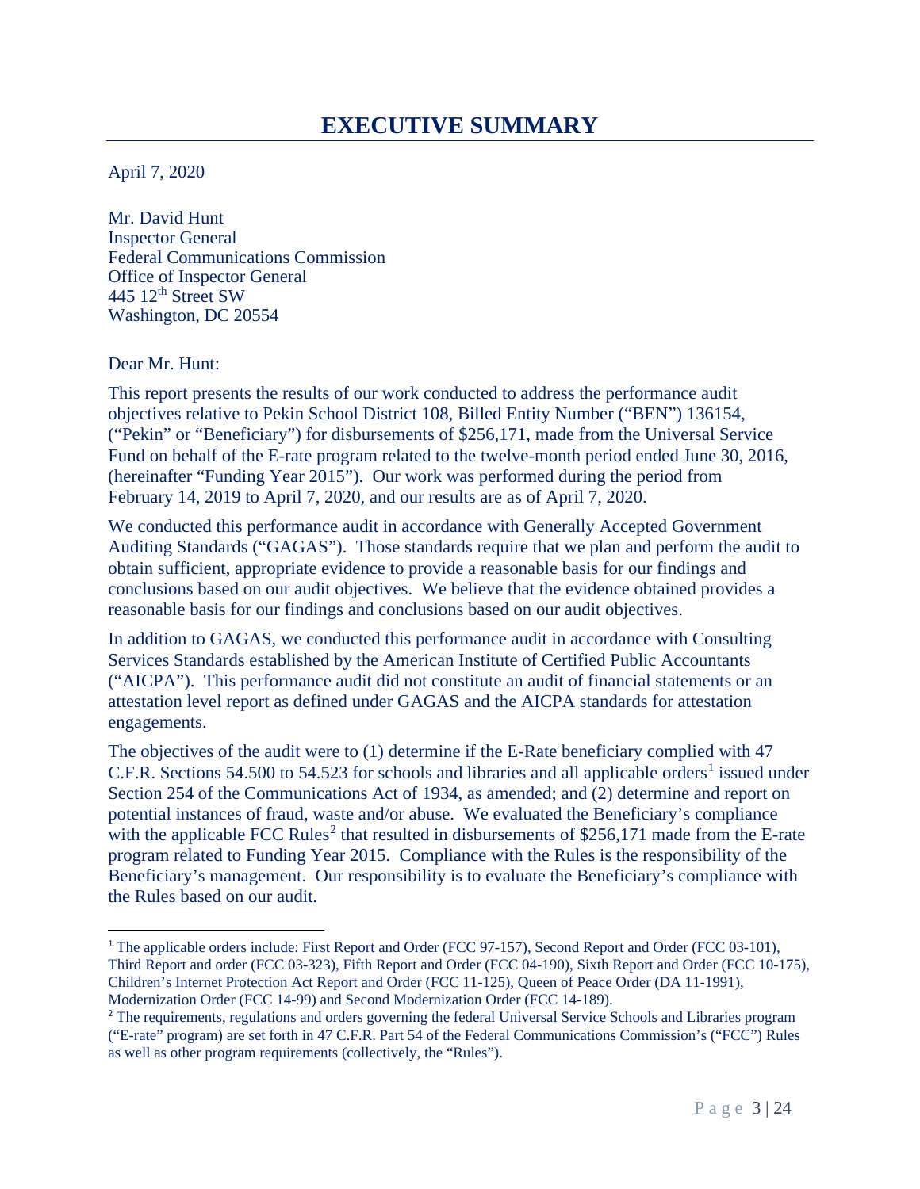# EXECUTIVE SUMMARY

April 7, 2020

Mr. David Hunt
Inspector General
Federal Communications Commission
Office of Inspector General
445 12th Street SW
Washington, DC 20554

Dear Mr. Hunt:

This report presents the results of our work conducted to address the performance audit objectives relative to Pekin School District 108, Billed Entity Number ("BEN") 136154, ("Pekin" or "Beneficiary") for disbursements of $256,171, made from the Universal Service Fund on behalf of the E-rate program related to the twelve-month period ended June 30, 2016, (hereinafter "Funding Year 2015"). Our work was performed during the period from February 14, 2019 to April 7, 2020, and our results are as of April 7, 2020.

We conducted this performance audit in accordance with Generally Accepted Government Auditing Standards ("GAGAS"). Those standards require that we plan and perform the audit to obtain sufficient, appropriate evidence to provide a reasonable basis for our findings and conclusions based on our audit objectives. We believe that the evidence obtained provides a reasonable basis for our findings and conclusions based on our audit objectives.

In addition to GAGAS, we conducted this performance audit in accordance with Consulting Services Standards established by the American Institute of Certified Public Accountants ("AICPA"). This performance audit did not constitute an audit of financial statements or an attestation level report as defined under GAGAS and the AICPA standards for attestation engagements.

The objectives of the audit were to (1) determine if the E-Rate beneficiary complied with 47 C.F.R. Sections 54.500 to 54.523 for schools and libraries and all applicable orders[1] issued under Section 254 of the Communications Act of 1934, as amended; and (2) determine and report on potential instances of fraud, waste and/or abuse. We evaluated the Beneficiary's compliance with the applicable FCC Rules[2] that resulted in disbursements of $256,171 made from the E-rate program related to Funding Year 2015. Compliance with the Rules is the responsibility of the Beneficiary's management. Our responsibility is to evaluate the Beneficiary's compliance with the Rules based on our audit.

---

[1] The applicable orders include: First Report and Order (FCC 97-157), Second Report and Order (FCC 03-101), Third Report and order (FCC 03-323), Fifth Report and Order (FCC 04-190), Sixth Report and Order (FCC 10-175), Children's Internet Protection Act Report and Order (FCC 11-125), Queen of Peace Order (DA 11-1991), Modernization Order (FCC 14-99) and Second Modernization Order (FCC 14-189).

[2] The requirements, regulations and orders governing the federal Universal Service Schools and Libraries program ("E-rate" program) are set forth in 47 C.F.R. Part 54 of the Federal Communications Commission's ("FCC") Rules as well as other program requirements (collectively, the "Rules").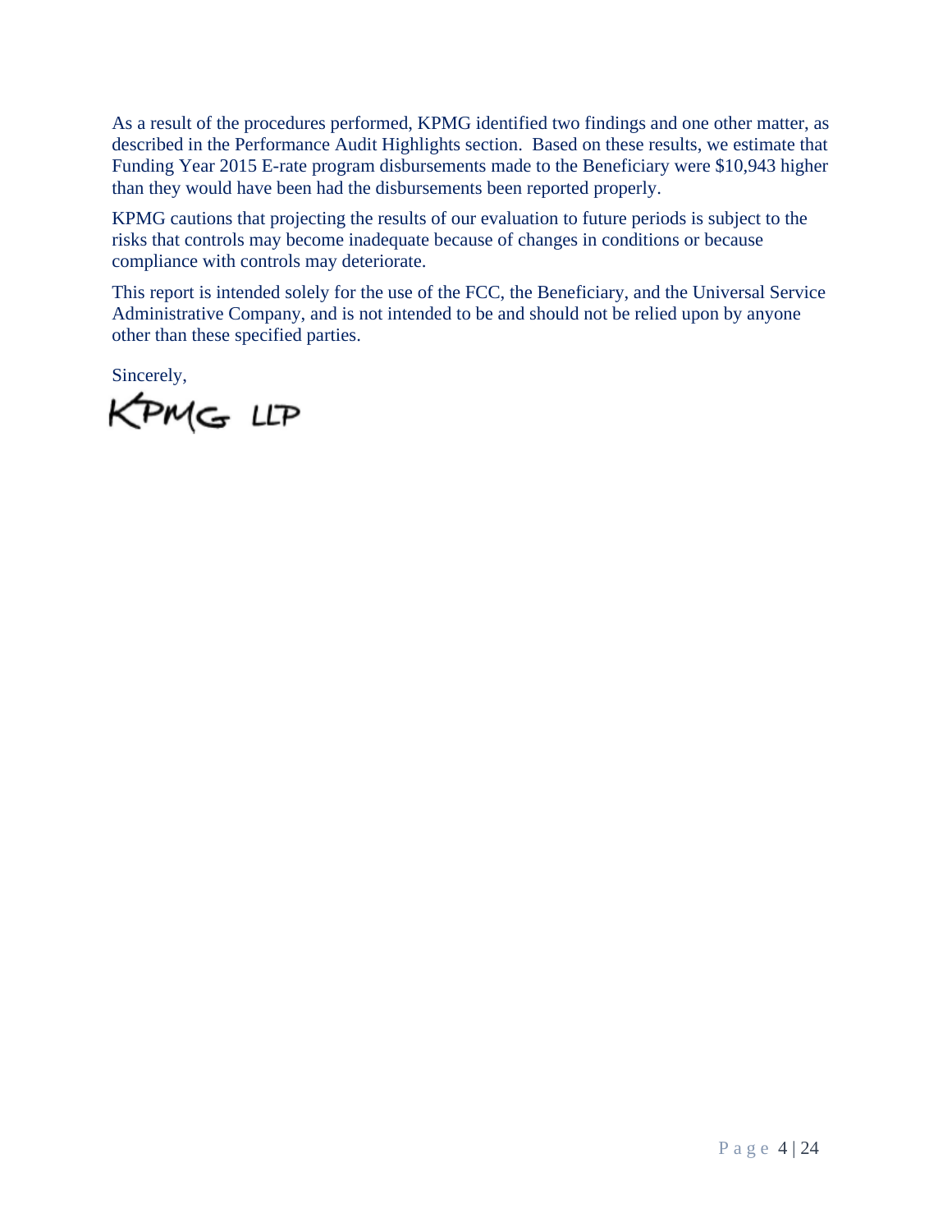As a result of the procedures performed, KPMG identified two findings and one other matter, as described in the Performance Audit Highlights section. Based on these results, we estimate that Funding Year 2015 E-rate program disbursements made to the Beneficiary were $10,943 higher than they would have been had the disbursements been reported properly.

KPMG cautions that projecting the results of our evaluation to future periods is subject to the risks that controls may become inadequate because of changes in conditions or because compliance with controls may deteriorate.

This report is intended solely for the use of the FCC, the Beneficiary, and the Universal Service Administrative Company, and is not intended to be and should not be relied upon by anyone other than these specified parties.

Sincerely,

KPMG LLP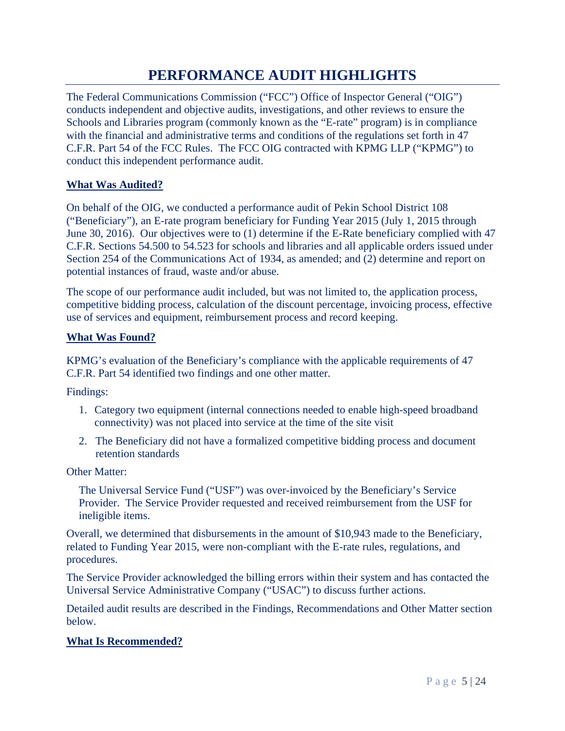# PERFORMANCE AUDIT HIGHLIGHTS

The Federal Communications Commission ("FCC") Office of Inspector General ("OIG") conducts independent and objective audits, investigations, and other reviews to ensure the Schools and Libraries program (commonly known as the "E-rate" program) is in compliance with the financial and administrative terms and conditions of the regulations set forth in 47 C.F.R. Part 54 of the FCC Rules. The FCC OIG contracted with KPMG LLP ("KPMG") to conduct this independent performance audit.

**What Was Audited?**

On behalf of the OIG, we conducted a performance audit of Pekin School District 108 ("Beneficiary"), an E-rate program beneficiary for Funding Year 2015 (July 1, 2015 through June 30, 2016). Our objectives were to (1) determine if the E-Rate beneficiary complied with 47 C.F.R. Sections 54.500 to 54.523 for schools and libraries and all applicable orders issued under Section 254 of the Communications Act of 1934, as amended; and (2) determine and report on potential instances of fraud, waste and/or abuse.

The scope of our performance audit included, but was not limited to, the application process, competitive bidding process, calculation of the discount percentage, invoicing process, effective use of services and equipment, reimbursement process and record keeping.

**What Was Found?**

KPMG's evaluation of the Beneficiary's compliance with the applicable requirements of 47 C.F.R. Part 54 identified two findings and one other matter.

Findings:

1. Category two equipment (internal connections needed to enable high-speed broadband connectivity) was not placed into service at the time of the site visit
2. The Beneficiary did not have a formalized competitive bidding process and document retention standards

Other Matter:

The Universal Service Fund ("USF") was over-invoiced by the Beneficiary's Service Provider. The Service Provider requested and received reimbursement from the USF for ineligible items.

Overall, we determined that disbursements in the amount of $10,943 made to the Beneficiary, related to Funding Year 2015, were non-compliant with the E-rate rules, regulations, and procedures.

The Service Provider acknowledged the billing errors within their system and has contacted the Universal Service Administrative Company ("USAC") to discuss further actions.

Detailed audit results are described in the Findings, Recommendations and Other Matter section below.

**What Is Recommended?**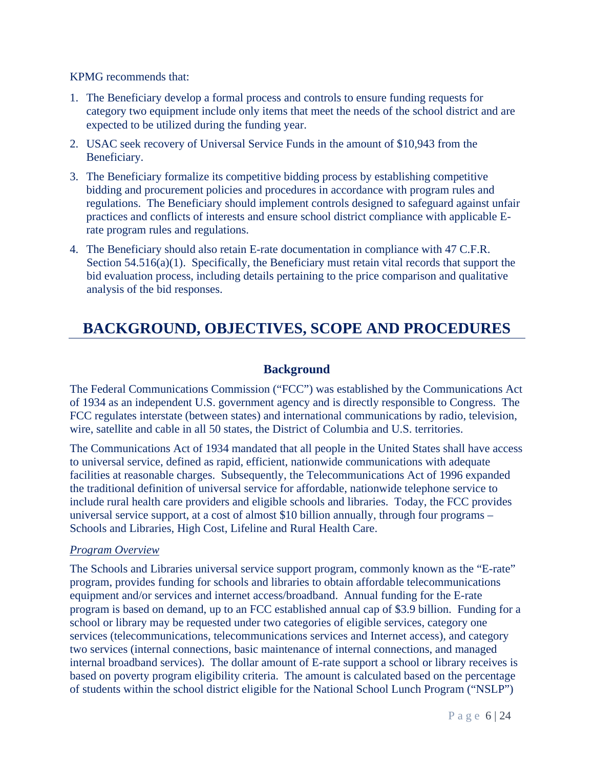KPMG recommends that:

1. The Beneficiary develop a formal process and controls to ensure funding requests for category two equipment include only items that meet the needs of the school district and are expected to be utilized during the funding year.
2. USAC seek recovery of Universal Service Funds in the amount of $10,943 from the Beneficiary.
3. The Beneficiary formalize its competitive bidding process by establishing competitive bidding and procurement policies and procedures in accordance with program rules and regulations. The Beneficiary should implement controls designed to safeguard against unfair practices and conflicts of interests and ensure school district compliance with applicable E-rate program rules and regulations.
4. The Beneficiary should also retain E-rate documentation in compliance with 47 C.F.R. Section 54.516(a)(1). Specifically, the Beneficiary must retain vital records that support the bid evaluation process, including details pertaining to the price comparison and qualitative analysis of the bid responses.

# BACKGROUND, OBJECTIVES, SCOPE AND PROCEDURES

## Background

The Federal Communications Commission ("FCC") was established by the Communications Act of 1934 as an independent U.S. government agency and is directly responsible to Congress. The FCC regulates interstate (between states) and international communications by radio, television, wire, satellite and cable in all 50 states, the District of Columbia and U.S. territories.

The Communications Act of 1934 mandated that all people in the United States shall have access to universal service, defined as rapid, efficient, nationwide communications with adequate facilities at reasonable charges. Subsequently, the Telecommunications Act of 1996 expanded the traditional definition of universal service for affordable, nationwide telephone service to include rural health care providers and eligible schools and libraries. Today, the FCC provides universal service support, at a cost of almost $10 billion annually, through four programs – Schools and Libraries, High Cost, Lifeline and Rural Health Care.

*Program Overview*

The Schools and Libraries universal service support program, commonly known as the "E-rate" program, provides funding for schools and libraries to obtain affordable telecommunications equipment and/or services and internet access/broadband. Annual funding for the E-rate program is based on demand, up to an FCC established annual cap of $3.9 billion. Funding for a school or library may be requested under two categories of eligible services, category one services (telecommunications, telecommunications services and Internet access), and category two services (internal connections, basic maintenance of internal connections, and managed internal broadband services). The dollar amount of E-rate support a school or library receives is based on poverty program eligibility criteria. The amount is calculated based on the percentage of students within the school district eligible for the National School Lunch Program ("NSLP")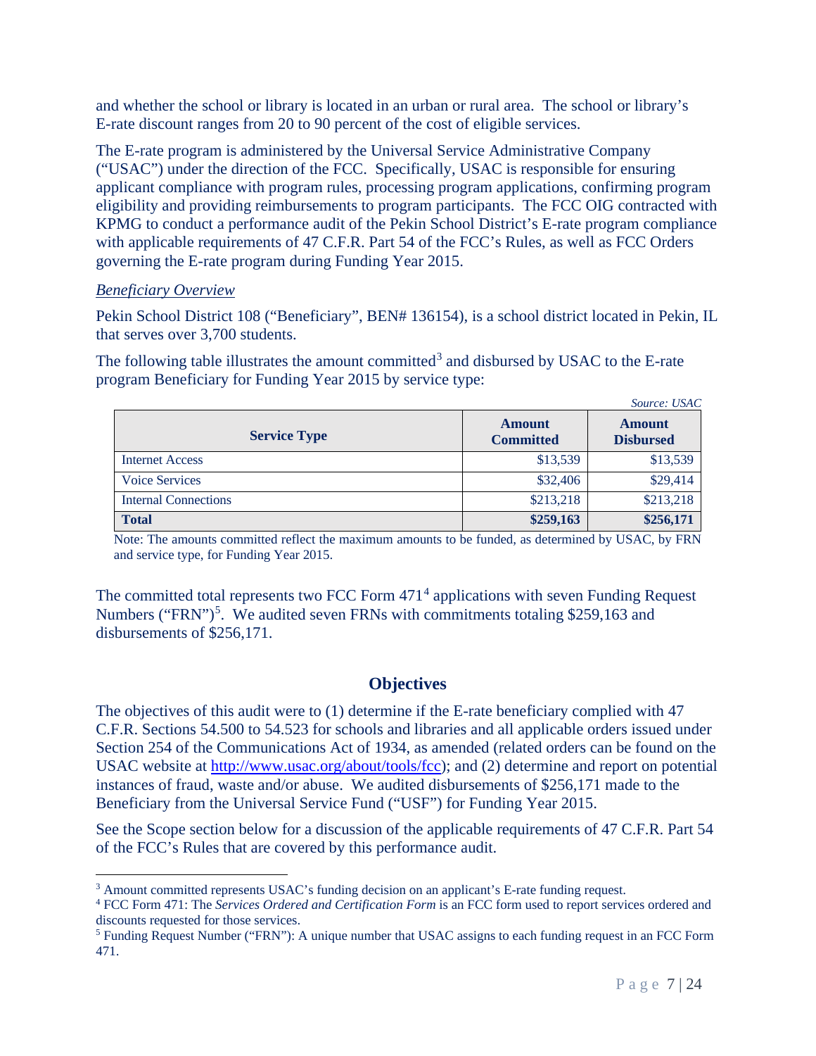and whether the school or library is located in an urban or rural area. The school or library's E-rate discount ranges from 20 to 90 percent of the cost of eligible services.

The E-rate program is administered by the Universal Service Administrative Company ("USAC") under the direction of the FCC. Specifically, USAC is responsible for ensuring applicant compliance with program rules, processing program applications, confirming program eligibility and providing reimbursements to program participants. The FCC OIG contracted with KPMG to conduct a performance audit of the Pekin School District's E-rate program compliance with applicable requirements of 47 C.F.R. Part 54 of the FCC's Rules, as well as FCC Orders governing the E-rate program during Funding Year 2015.

*Beneficiary Overview*

Pekin School District 108 ("Beneficiary", BEN# 136154), is a school district located in Pekin, IL that serves over 3,700 students.

The following table illustrates the amount committed[3] and disbursed by USAC to the E-rate program Beneficiary for Funding Year 2015 by service type:

*Source: USAC*

| Service Type | Amount Committed | Amount Disbursed |
|---|---|---|
| Internet Access | $13,539 | $13,539 |
| Voice Services | $32,406 | $29,414 |
| Internal Connections | $213,218 | $213,218 |
| **Total** | **$259,163** | **$256,171** |

Note: The amounts committed reflect the maximum amounts to be funded, as determined by USAC, by FRN and service type, for Funding Year 2015.

The committed total represents two FCC Form 471[4] applications with seven Funding Request Numbers ("FRN")[5]. We audited seven FRNs with commitments totaling $259,163 and disbursements of $256,171.

## Objectives

The objectives of this audit were to (1) determine if the E-rate beneficiary complied with 47 C.F.R. Sections 54.500 to 54.523 for schools and libraries and all applicable orders issued under Section 254 of the Communications Act of 1934, as amended (related orders can be found on the USAC website at http://www.usac.org/about/tools/fcc); and (2) determine and report on potential instances of fraud, waste and/or abuse. We audited disbursements of $256,171 made to the Beneficiary from the Universal Service Fund ("USF") for Funding Year 2015.

See the Scope section below for a discussion of the applicable requirements of 47 C.F.R. Part 54 of the FCC's Rules that are covered by this performance audit.

---

[3] Amount committed represents USAC's funding decision on an applicant's E-rate funding request.

[4] FCC Form 471: The *Services Ordered and Certification Form* is an FCC form used to report services ordered and discounts requested for those services.

[5] Funding Request Number ("FRN"): A unique number that USAC assigns to each funding request in an FCC Form 471.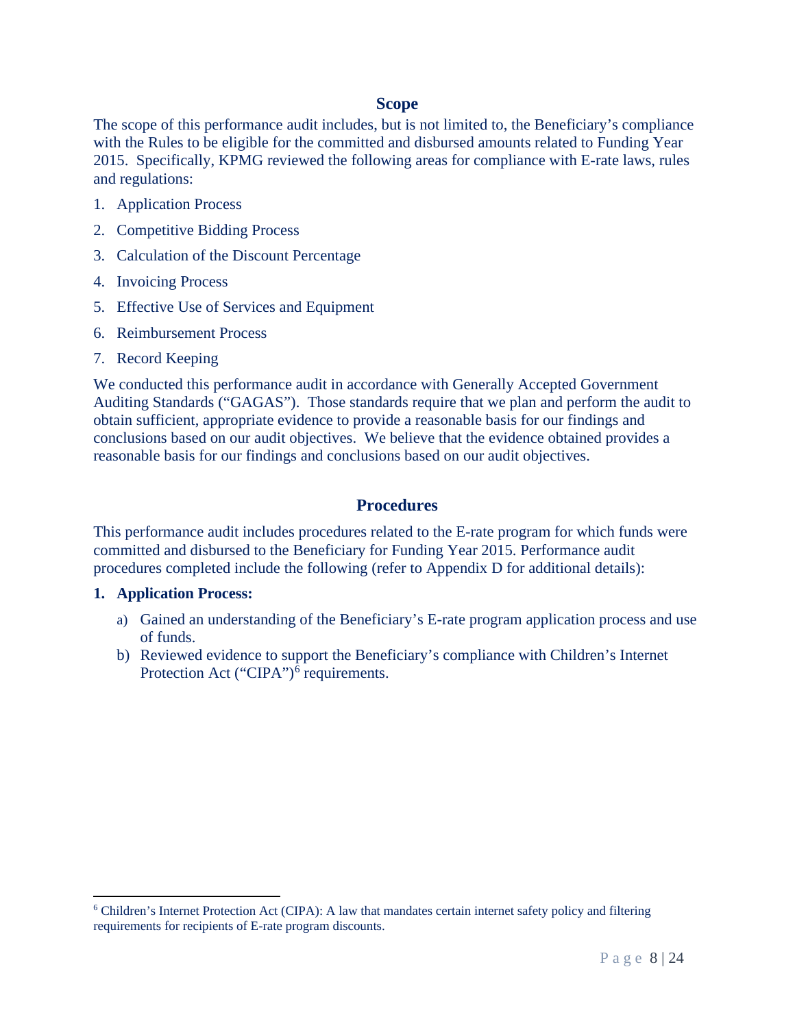## Scope

The scope of this performance audit includes, but is not limited to, the Beneficiary's compliance with the Rules to be eligible for the committed and disbursed amounts related to Funding Year 2015. Specifically, KPMG reviewed the following areas for compliance with E-rate laws, rules and regulations:

1. Application Process
2. Competitive Bidding Process
3. Calculation of the Discount Percentage
4. Invoicing Process
5. Effective Use of Services and Equipment
6. Reimbursement Process
7. Record Keeping

We conducted this performance audit in accordance with Generally Accepted Government Auditing Standards ("GAGAS"). Those standards require that we plan and perform the audit to obtain sufficient, appropriate evidence to provide a reasonable basis for our findings and conclusions based on our audit objectives. We believe that the evidence obtained provides a reasonable basis for our findings and conclusions based on our audit objectives.

## Procedures

This performance audit includes procedures related to the E-rate program for which funds were committed and disbursed to the Beneficiary for Funding Year 2015. Performance audit procedures completed include the following (refer to Appendix D for additional details):

**1. Application Process:**

a) Gained an understanding of the Beneficiary's E-rate program application process and use of funds.
b) Reviewed evidence to support the Beneficiary's compliance with Children's Internet Protection Act ("CIPA")[6] requirements.

---

[6] Children's Internet Protection Act (CIPA): A law that mandates certain internet safety policy and filtering requirements for recipients of E-rate program discounts.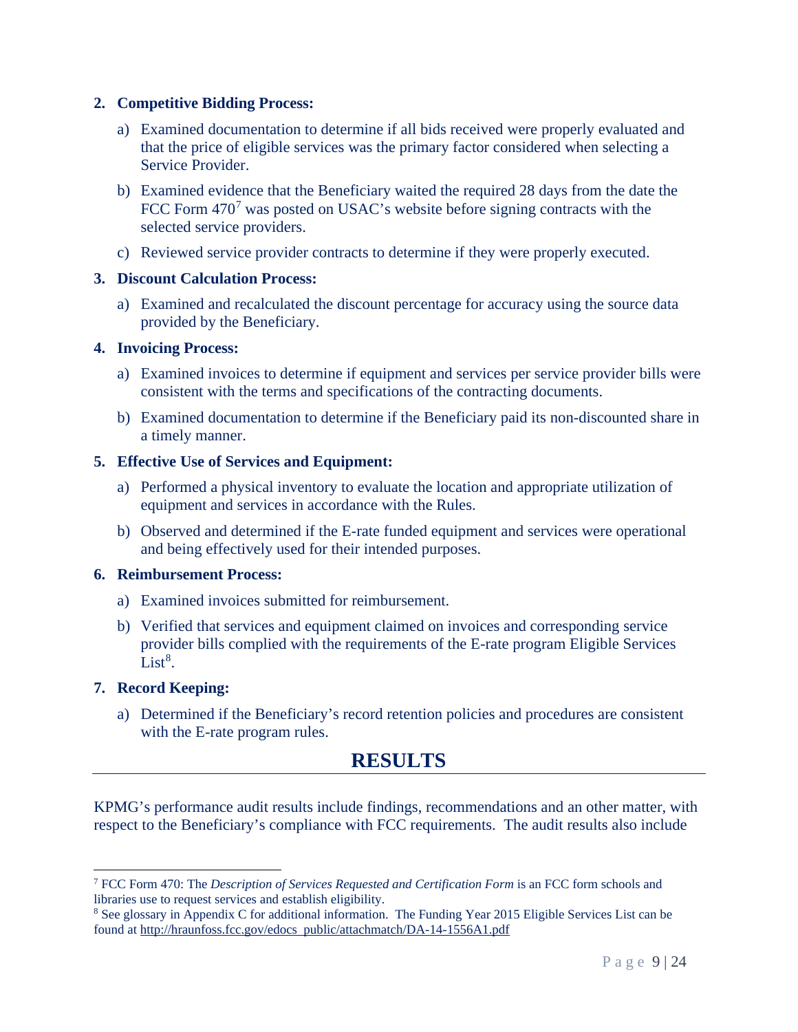2. **Competitive Bidding Process:**

    a) Examined documentation to determine if all bids received were properly evaluated and that the price of eligible services was the primary factor considered when selecting a Service Provider.

    b) Examined evidence that the Beneficiary waited the required 28 days from the date the FCC Form 470[7] was posted on USAC's website before signing contracts with the selected service providers.

    c) Reviewed service provider contracts to determine if they were properly executed.

3. **Discount Calculation Process:**

    a) Examined and recalculated the discount percentage for accuracy using the source data provided by the Beneficiary.

4. **Invoicing Process:**

    a) Examined invoices to determine if equipment and services per service provider bills were consistent with the terms and specifications of the contracting documents.

    b) Examined documentation to determine if the Beneficiary paid its non-discounted share in a timely manner.

5. **Effective Use of Services and Equipment:**

    a) Performed a physical inventory to evaluate the location and appropriate utilization of equipment and services in accordance with the Rules.

    b) Observed and determined if the E-rate funded equipment and services were operational and being effectively used for their intended purposes.

6. **Reimbursement Process:**

    a) Examined invoices submitted for reimbursement.

    b) Verified that services and equipment claimed on invoices and corresponding service provider bills complied with the requirements of the E-rate program Eligible Services List[8].

7. **Record Keeping:**

    a) Determined if the Beneficiary's record retention policies and procedures are consistent with the E-rate program rules.

# RESULTS

KPMG's performance audit results include findings, recommendations and an other matter, with respect to the Beneficiary's compliance with FCC requirements. The audit results also include

---

[7] FCC Form 470: The *Description of Services Requested and Certification Form* is an FCC form schools and libraries use to request services and establish eligibility.

[8] See glossary in Appendix C for additional information. The Funding Year 2015 Eligible Services List can be found at http://hraunfoss.fcc.gov/edocs_public/attachmatch/DA-14-1556A1.pdf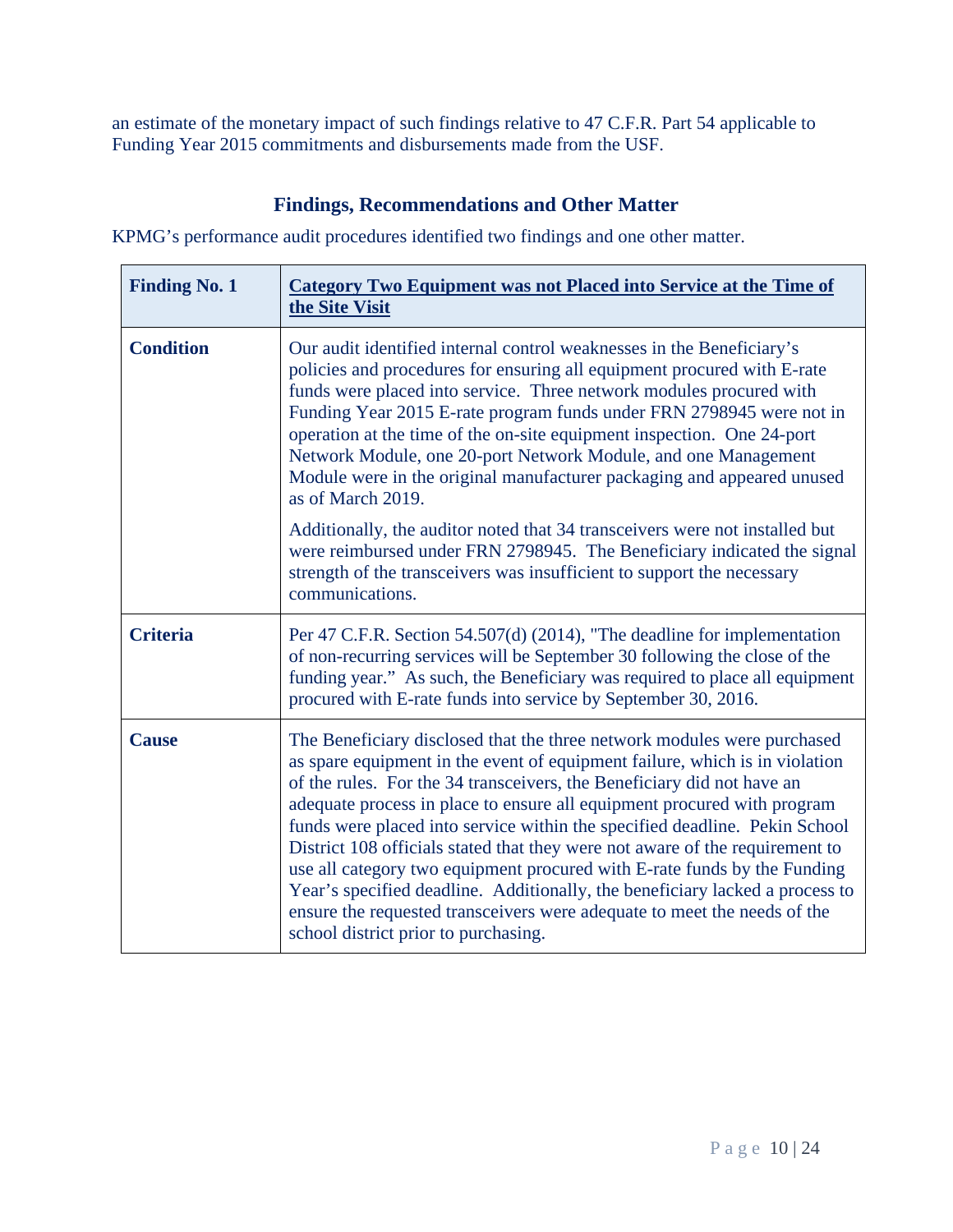an estimate of the monetary impact of such findings relative to 47 C.F.R. Part 54 applicable to Funding Year 2015 commitments and disbursements made from the USF.

## Findings, Recommendations and Other Matter

KPMG's performance audit procedures identified two findings and one other matter.

| **Finding No. 1** | **Category Two Equipment was not Placed into Service at the Time of the Site Visit** |
| --- | --- |
| **Condition** | Our audit identified internal control weaknesses in the Beneficiary's policies and procedures for ensuring all equipment procured with E-rate funds were placed into service. Three network modules procured with Funding Year 2015 E-rate program funds under FRN 2798945 were not in operation at the time of the on-site equipment inspection. One 24-port Network Module, one 20-port Network Module, and one Management Module were in the original manufacturer packaging and appeared unused as of March 2019.<br><br>Additionally, the auditor noted that 34 transceivers were not installed but were reimbursed under FRN 2798945. The Beneficiary indicated the signal strength of the transceivers was insufficient to support the necessary communications. |
| **Criteria** | Per 47 C.F.R. Section 54.507(d) (2014), "The deadline for implementation of non-recurring services will be September 30 following the close of the funding year." As such, the Beneficiary was required to place all equipment procured with E-rate funds into service by September 30, 2016. |
| **Cause** | The Beneficiary disclosed that the three network modules were purchased as spare equipment in the event of equipment failure, which is in violation of the rules. For the 34 transceivers, the Beneficiary did not have an adequate process in place to ensure all equipment procured with program funds were placed into service within the specified deadline. Pekin School District 108 officials stated that they were not aware of the requirement to use all category two equipment procured with E-rate funds by the Funding Year's specified deadline. Additionally, the beneficiary lacked a process to ensure the requested transceivers were adequate to meet the needs of the school district prior to purchasing. |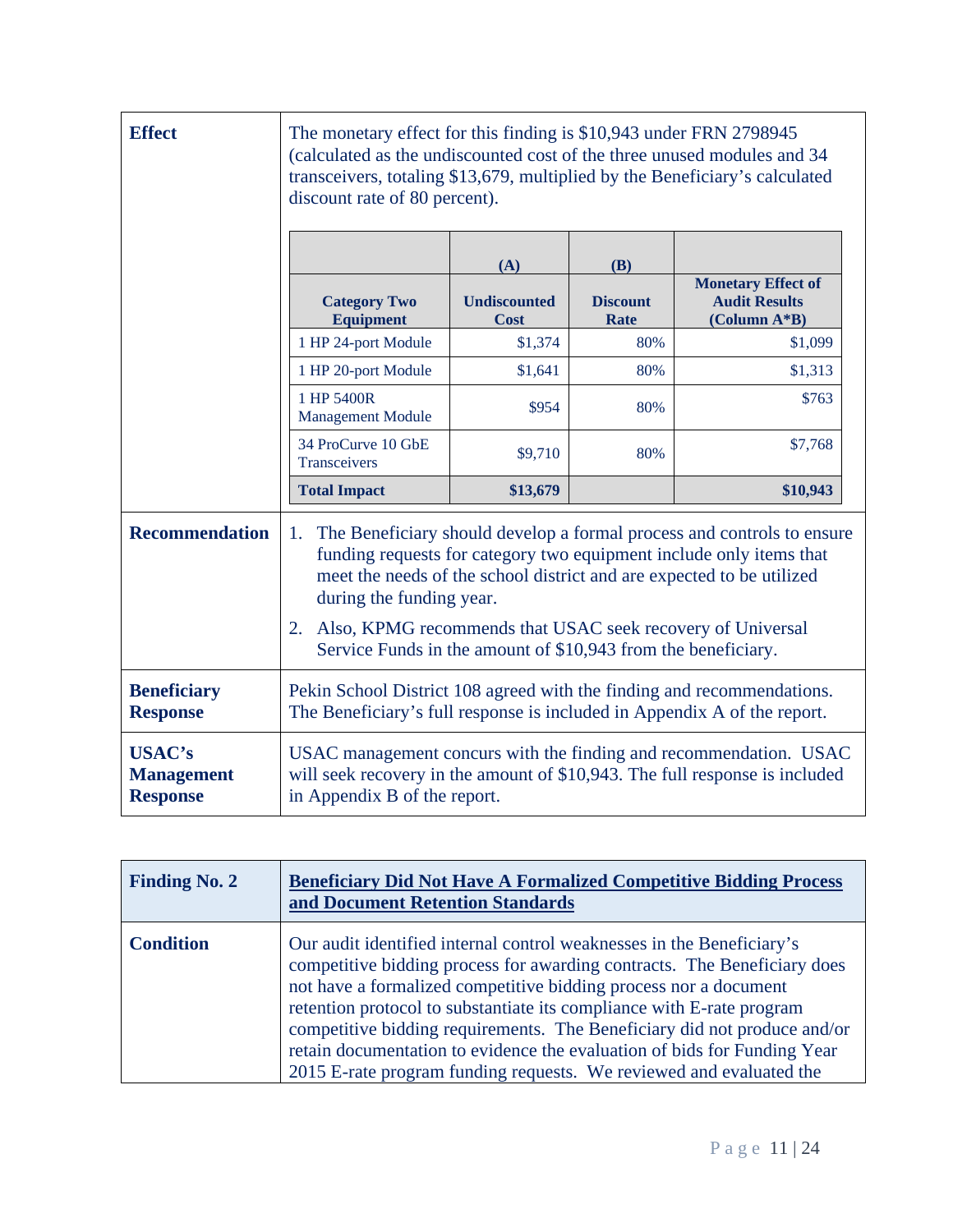**Effect**

The monetary effect for this finding is $10,943 under FRN 2798945 (calculated as the undiscounted cost of the three unused modules and 34 transceivers, totaling $13,679, multiplied by the Beneficiary's calculated discount rate of 80 percent).

| | (A) | (B) | |
|---|---|---|---|
| **Category Two Equipment** | **Undiscounted Cost** | **Discount Rate** | **Monetary Effect of Audit Results (Column A*B)** |
| 1 HP 24-port Module | $1,374 | 80% | $1,099 |
| 1 HP 20-port Module | $1,641 | 80% | $1,313 |
| 1 HP 5400R Management Module | $954 | 80% | $763 |
| 34 ProCurve 10 GbE Transceivers | $9,710 | 80% | $7,768 |
| **Total Impact** | **$13,679** | | **$10,943** |

**Recommendation**

1. The Beneficiary should develop a formal process and controls to ensure funding requests for category two equipment include only items that meet the needs of the school district and are expected to be utilized during the funding year.
2. Also, KPMG recommends that USAC seek recovery of Universal Service Funds in the amount of $10,943 from the beneficiary.

**Beneficiary Response**

Pekin School District 108 agreed with the finding and recommendations. The Beneficiary's full response is included in Appendix A of the report.

**USAC's Management Response**

USAC management concurs with the finding and recommendation. USAC will seek recovery in the amount of $10,943. The full response is included in Appendix B of the report.

| **Finding No. 2** | **Beneficiary Did Not Have A Formalized Competitive Bidding Process and Document Retention Standards** |
|---|---|
| **Condition** | Our audit identified internal control weaknesses in the Beneficiary's competitive bidding process for awarding contracts. The Beneficiary does not have a formalized competitive bidding process nor a document retention protocol to substantiate its compliance with E-rate program competitive bidding requirements. The Beneficiary did not produce and/or retain documentation to evidence the evaluation of bids for Funding Year 2015 E-rate program funding requests. We reviewed and evaluated the |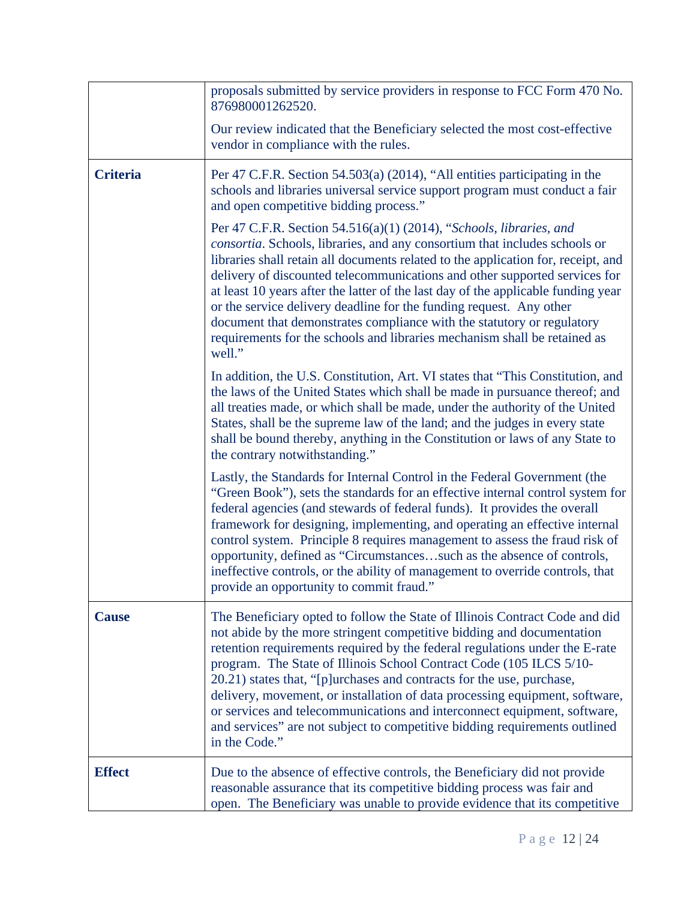| | |
|---|---|
| | proposals submitted by service providers in response to FCC Form 470 No. 876980001262520.<br><br>Our review indicated that the Beneficiary selected the most cost-effective vendor in compliance with the rules. |
| **Criteria** | Per 47 C.F.R. Section 54.503(a) (2014), "All entities participating in the schools and libraries universal service support program must conduct a fair and open competitive bidding process."<br><br>Per 47 C.F.R. Section 54.516(a)(1) (2014), "*Schools, libraries, and consortia*. Schools, libraries, and any consortium that includes schools or libraries shall retain all documents related to the application for, receipt, and delivery of discounted telecommunications and other supported services for at least 10 years after the latter of the last day of the applicable funding year or the service delivery deadline for the funding request. Any other document that demonstrates compliance with the statutory or regulatory requirements for the schools and libraries mechanism shall be retained as well."<br><br>In addition, the U.S. Constitution, Art. VI states that "This Constitution, and the laws of the United States which shall be made in pursuance thereof; and all treaties made, or which shall be made, under the authority of the United States, shall be the supreme law of the land; and the judges in every state shall be bound thereby, anything in the Constitution or laws of any State to the contrary notwithstanding."<br><br>Lastly, the Standards for Internal Control in the Federal Government (the "Green Book"), sets the standards for an effective internal control system for federal agencies (and stewards of federal funds). It provides the overall framework for designing, implementing, and operating an effective internal control system. Principle 8 requires management to assess the fraud risk of opportunity, defined as "Circumstances…such as the absence of controls, ineffective controls, or the ability of management to override controls, that provide an opportunity to commit fraud." |
| **Cause** | The Beneficiary opted to follow the State of Illinois Contract Code and did not abide by the more stringent competitive bidding and documentation retention requirements required by the federal regulations under the E-rate program. The State of Illinois School Contract Code (105 ILCS 5/10-20.21) states that, "[p]urchases and contracts for the use, purchase, delivery, movement, or installation of data processing equipment, software, or services and telecommunications and interconnect equipment, software, and services" are not subject to competitive bidding requirements outlined in the Code." |
| **Effect** | Due to the absence of effective controls, the Beneficiary did not provide reasonable assurance that its competitive bidding process was fair and open. The Beneficiary was unable to provide evidence that its competitive |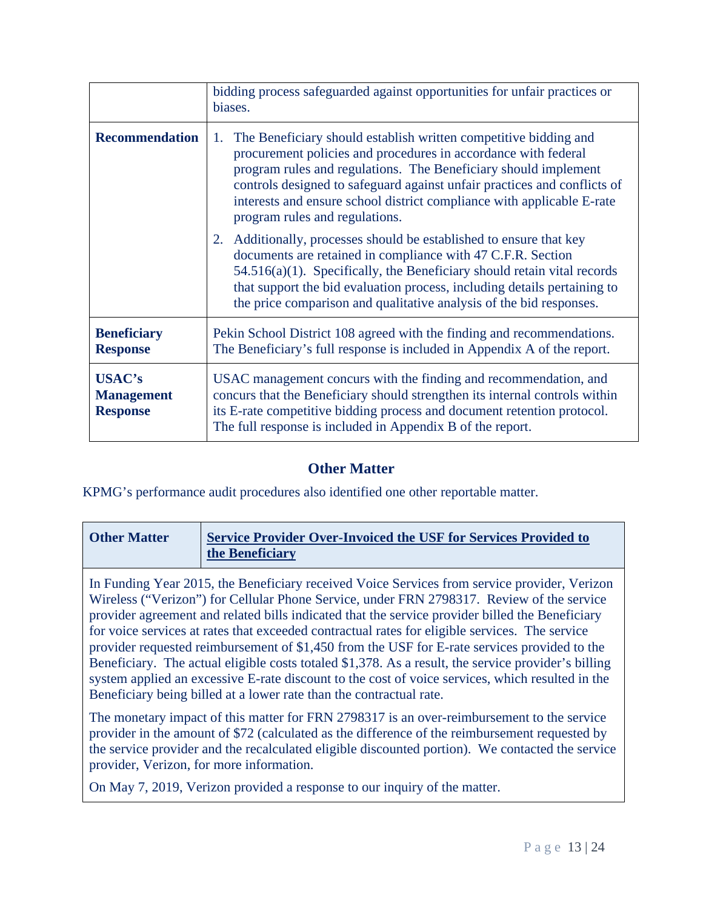| | |
|---|---|
| | bidding process safeguarded against opportunities for unfair practices or biases. |
| **Recommendation** | 1. The Beneficiary should establish written competitive bidding and procurement policies and procedures in accordance with federal program rules and regulations. The Beneficiary should implement controls designed to safeguard against unfair practices and conflicts of interests and ensure school district compliance with applicable E-rate program rules and regulations.<br><br>2. Additionally, processes should be established to ensure that key documents are retained in compliance with 47 C.F.R. Section 54.516(a)(1). Specifically, the Beneficiary should retain vital records that support the bid evaluation process, including details pertaining to the price comparison and qualitative analysis of the bid responses. |
| **Beneficiary Response** | Pekin School District 108 agreed with the finding and recommendations. The Beneficiary's full response is included in Appendix A of the report. |
| **USAC's Management Response** | USAC management concurs with the finding and recommendation, and concurs that the Beneficiary should strengthen its internal controls within its E-rate competitive bidding process and document retention protocol. The full response is included in Appendix B of the report. |

## Other Matter

KPMG's performance audit procedures also identified one other reportable matter.

| **Other Matter** | **Service Provider Over-Invoiced the USF for Services Provided to the Beneficiary** |
|---|---|

In Funding Year 2015, the Beneficiary received Voice Services from service provider, Verizon Wireless ("Verizon") for Cellular Phone Service, under FRN 2798317. Review of the service provider agreement and related bills indicated that the service provider billed the Beneficiary for voice services at rates that exceeded contractual rates for eligible services. The service provider requested reimbursement of $1,450 from the USF for E-rate services provided to the Beneficiary. The actual eligible costs totaled $1,378. As a result, the service provider's billing system applied an excessive E-rate discount to the cost of voice services, which resulted in the Beneficiary being billed at a lower rate than the contractual rate.

The monetary impact of this matter for FRN 2798317 is an over-reimbursement to the service provider in the amount of $72 (calculated as the difference of the reimbursement requested by the service provider and the recalculated discounted portion). We contacted the service provider, Verizon, for more information.

On May 7, 2019, Verizon provided a response to our inquiry of the matter.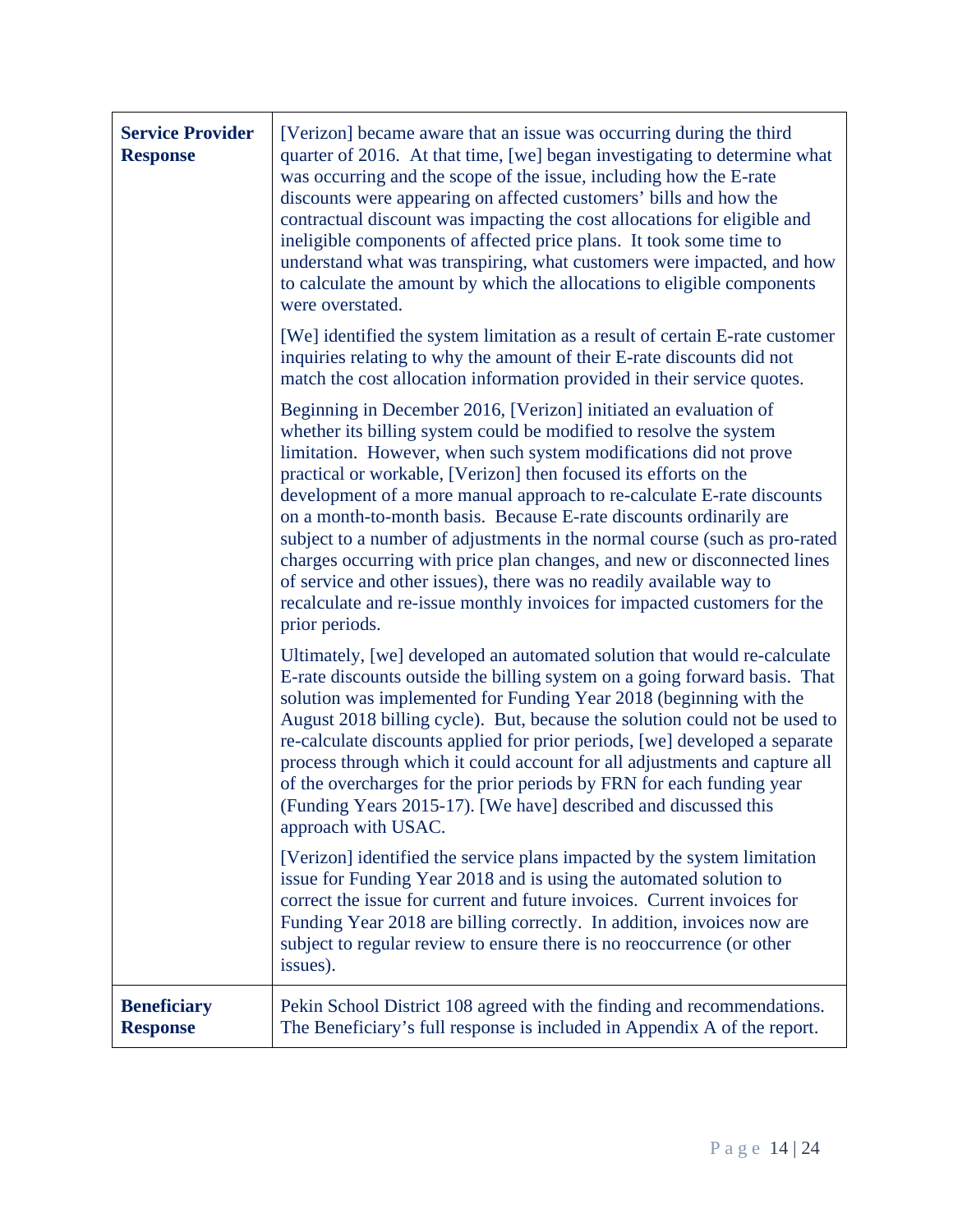| | |
|---|---|
| **Service Provider Response** | [Verizon] became aware that an issue was occurring during the third quarter of 2016. At that time, [we] began investigating to determine what was occurring and the scope of the issue, including how the E-rate discounts were appearing on affected customers' bills and how the contractual discount was impacting the cost allocations for eligible and ineligible components of affected price plans. It took some time to understand what was transpiring, what customers were impacted, and how to calculate the amount by which the allocations to eligible components were overstated.<br><br>[We] identified the system limitation as a result of certain E-rate customer inquiries relating to why the amount of their E-rate discounts did not match the cost allocation information provided in their service quotes.<br><br>Beginning in December 2016, [Verizon] initiated an evaluation of whether its billing system could be modified to resolve the system limitation. However, when such system modifications did not prove practical or workable, [Verizon] then focused its efforts on the development of a more manual approach to re-calculate E-rate discounts on a month-to-month basis. Because E-rate discounts ordinarily are subject to a number of adjustments in the normal course (such as pro-rated charges occurring with price plan changes, and new or disconnected lines of service and other issues), there was no readily available way to recalculate and re-issue monthly invoices for impacted customers for the prior periods.<br><br>Ultimately, [we] developed an automated solution that would re-calculate E-rate discounts outside the billing system on a going forward basis. That solution was implemented for Funding Year 2018 (beginning with the August 2018 billing cycle). But, because the solution could not be used to re-calculate discounts applied for prior periods, [we] developed a separate process through which it could account for all adjustments and capture all of the overcharges for the prior periods by FRN for each funding year (Funding Years 2015-17). [We have] described and discussed this approach with USAC.<br><br>[Verizon] identified the service plans impacted by the system limitation issue for Funding Year 2018 and is using the automated solution to correct the issue for current and future invoices. Current invoices for Funding Year 2018 are billing correctly. In addition, invoices now are subject to regular review to ensure there is no reoccurrence (or other issues). |
| **Beneficiary Response** | Pekin School District 108 agreed with the finding and recommendations. The Beneficiary's full response is included in Appendix A of the report. |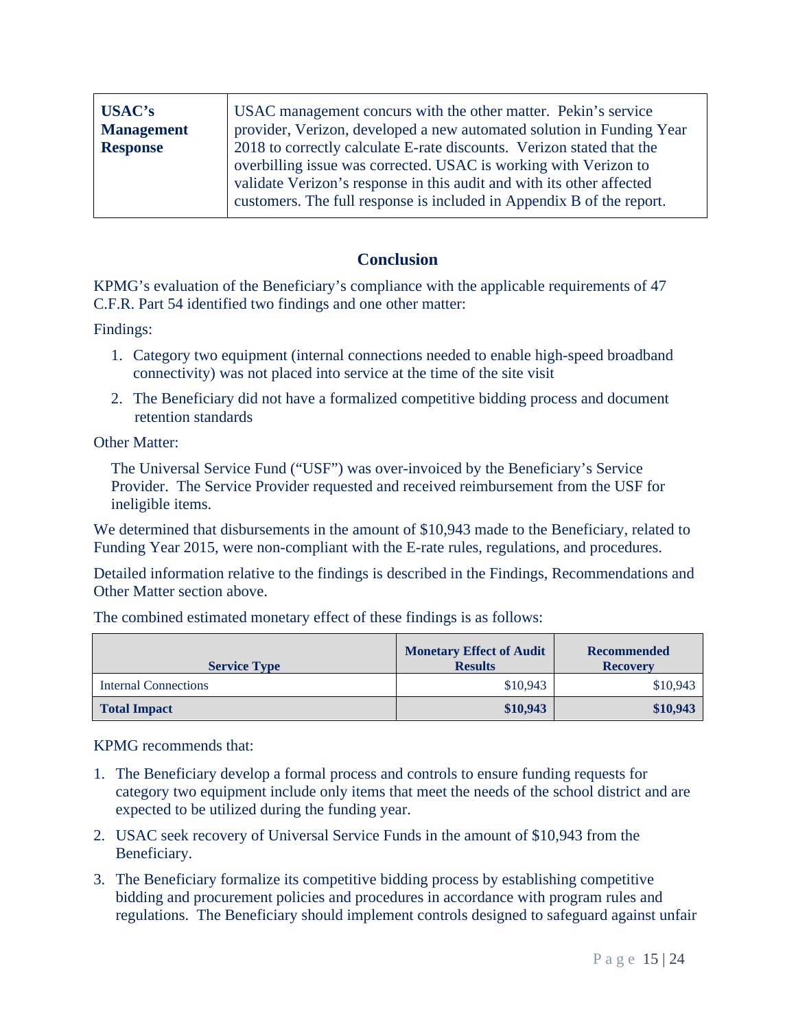| **USAC's Management Response** | USAC management concurs with the other matter. Pekin's service provider, Verizon, developed a new automated solution in Funding Year 2018 to correctly calculate E-rate discounts. Verizon stated that the overbilling issue was corrected. USAC is working with Verizon to validate Verizon's response in this audit and with its other affected customers. The full response is included in Appendix B of the report. |
|---|---|

## Conclusion

KPMG's evaluation of the Beneficiary's compliance with the applicable requirements of 47 C.F.R. Part 54 identified two findings and one other matter:

Findings:

1. Category two equipment (internal connections needed to enable high-speed broadband connectivity) was not placed into service at the time of the site visit
2. The Beneficiary did not have a formalized competitive bidding process and document retention standards

Other Matter:

The Universal Service Fund ("USF") was over-invoiced by the Beneficiary's Service Provider. The Service Provider requested and received reimbursement from the USF for ineligible items.

We determined that disbursements in the amount of $10,943 made to the Beneficiary, related to Funding Year 2015, were non-compliant with the E-rate rules, regulations, and procedures.

Detailed information relative to the findings is described in the Findings, Recommendations and Other Matter section above.

The combined estimated monetary effect of these findings is as follows:

| Service Type | Monetary Effect of Audit Results | Recommended Recovery |
|---|---|---|
| Internal Connections | $10,943 | $10,943 |
| **Total Impact** | **$10,943** | **$10,943** |

KPMG recommends that:

1. The Beneficiary develop a formal process and controls to ensure funding requests for category two equipment include only items that meet the needs of the school district and are expected to be utilized during the funding year.
2. USAC seek recovery of Universal Service Funds in the amount of $10,943 from the Beneficiary.
3. The Beneficiary formalize its competitive bidding process by establishing competitive bidding and procurement policies and procedures in accordance with program rules and regulations. The Beneficiary should implement controls designed to safeguard against unfair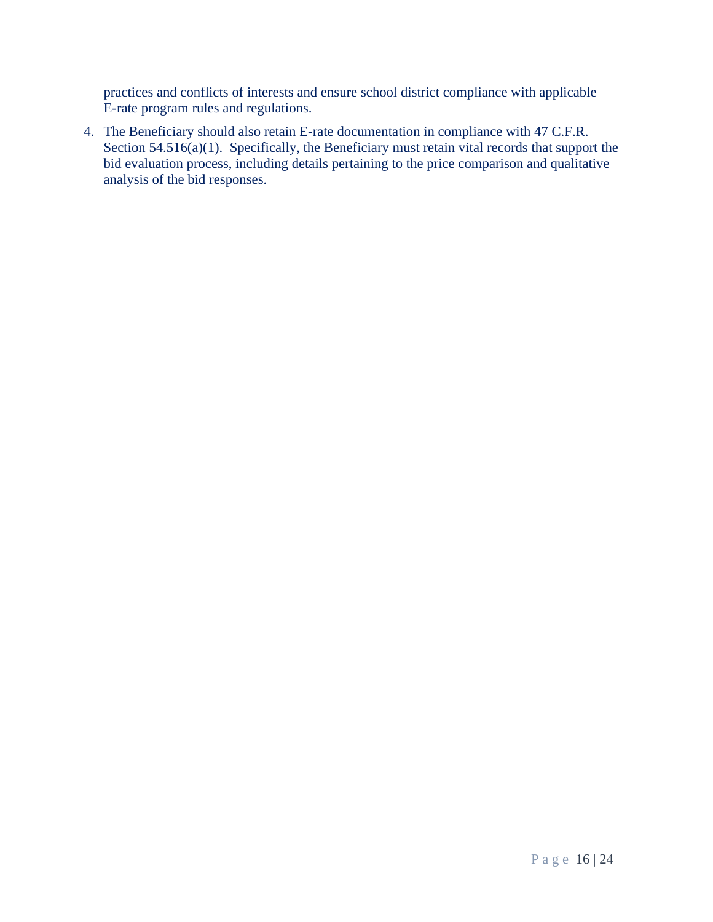practices and conflicts of interests and ensure school district compliance with applicable E-rate program rules and regulations.

4. The Beneficiary should also retain E-rate documentation in compliance with 47 C.F.R. Section 54.516(a)(1). Specifically, the Beneficiary must retain vital records that support the bid evaluation process, including details pertaining to the price comparison and qualitative analysis of the bid responses.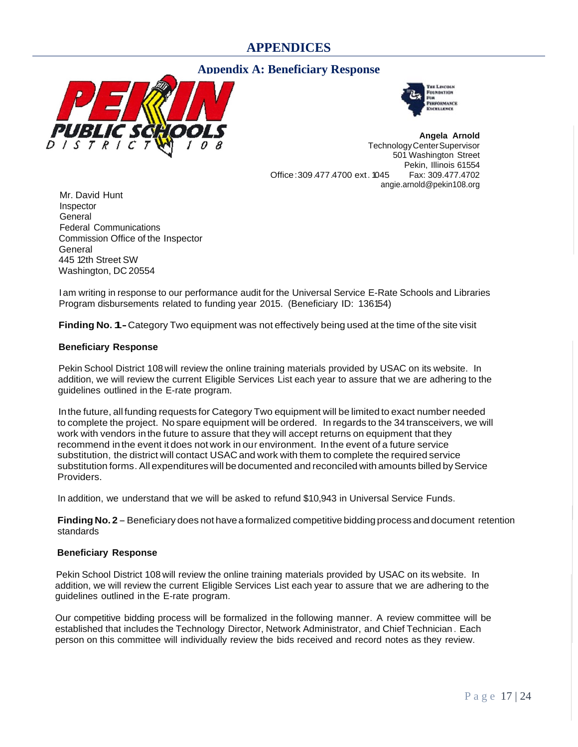# APPENDICES

## Appendix A: Beneficiary Response

**Angela Arnold**
Technology Center Supervisor
501 Washington Street
Pekin, Illinois 61554
Office: 309.477.4700 ext. 1045 Fax: 309.477.4702
angie.arnold@pekin108.org

Mr. David Hunt
Inspector
General
Federal Communications
Commission Office of the Inspector
General
445 12th Street SW
Washington, DC 20554

I am writing in response to our performance audit for the Universal Service E-Rate Schools and Libraries Program disbursements related to funding year 2015. (Beneficiary ID: 136154)

**Finding No. 1 -** Category Two equipment was not effectively being used at the time of the site visit

**Beneficiary Response**

Pekin School District 108 will review the online training materials provided by USAC on its website. In addition, we will review the current Eligible Services List each year to assure that we are adhering to the guidelines outlined in the E-rate program.

In the future, all funding requests for Category Two equipment will be limited to exact number needed to complete the project. No spare equipment will be ordered. In regards to the 34 transceivers, we will work with vendors in the future to assure that they will accept returns on equipment that they recommend in the event it does not work in our environment. In the event of a future service substitution, the district will contact USAC and work with them to complete the required service substitution forms. All expenditures will be documented and reconciled with amounts billed by Service Providers.

In addition, we understand that we will be asked to refund $10,943 in Universal Service Funds.

**Finding No. 2** – Beneficiary does not have a formalized competitive bidding process and document retention standards

**Beneficiary Response**

Pekin School District 108 will review the online training materials provided by USAC on its website. In addition, we will review the current Eligible Services List each year to assure that we are adhering to the guidelines outlined in the E-rate program.

Our competitive bidding process will be formalized in the following manner. A review committee will be established that includes the Technology Director, Network Administrator, and Chief Technician. Each person on this committee will individually review the bids received and record notes as they review.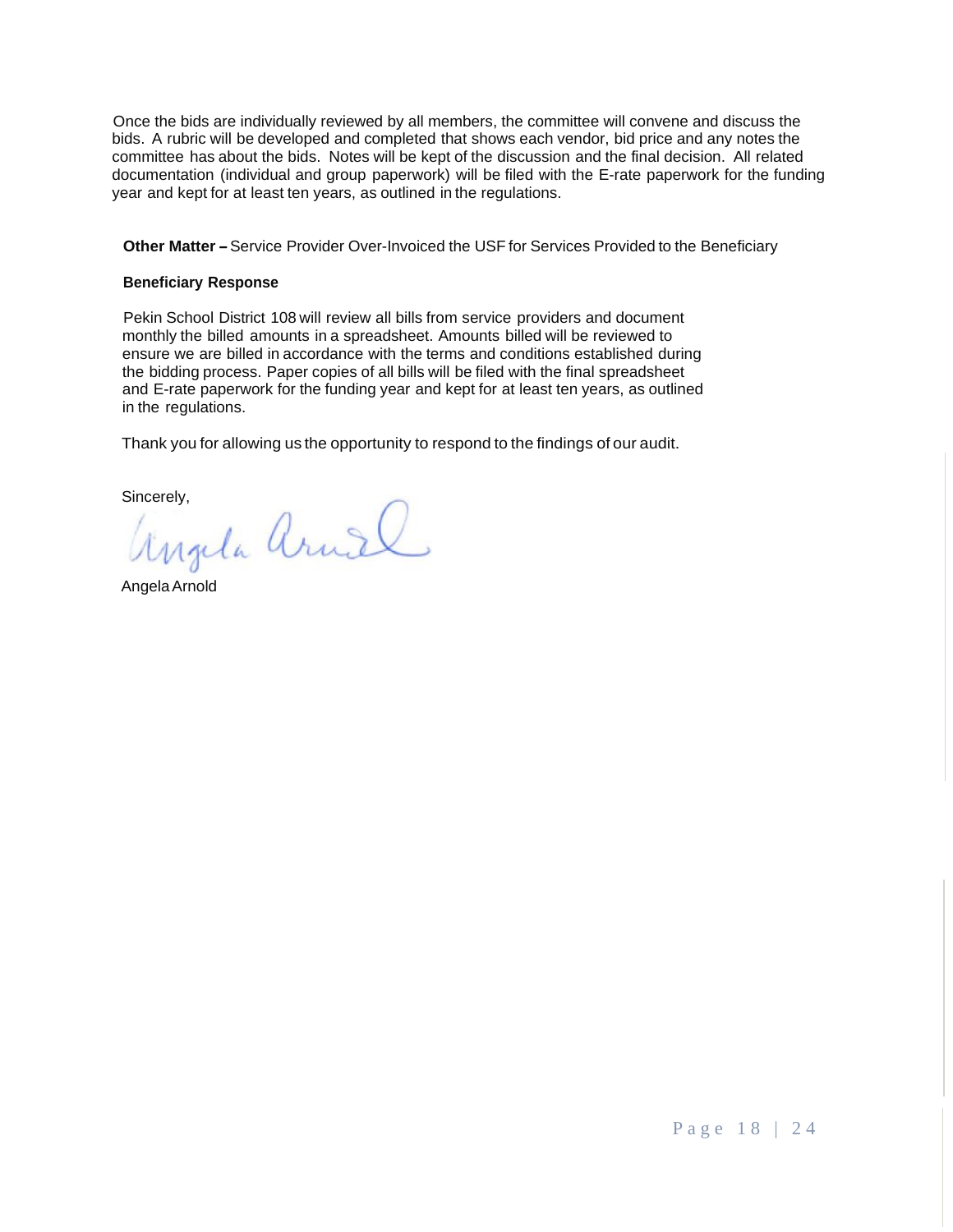Once the bids are individually reviewed by all members, the committee will convene and discuss the bids. A rubric will be developed and completed that shows each vendor, bid price and any notes the committee has about the bids. Notes will be kept of the discussion and the final decision. All related documentation (individual and group paperwork) will be filed with the E-rate paperwork for the funding year and kept for at least ten years, as outlined in the regulations.

**Other Matter –** Service Provider Over-Invoiced the USF for Services Provided to the Beneficiary

**Beneficiary Response**

Pekin School District 108 will review all bills from service providers and document monthly the billed amounts in a spreadsheet. Amounts billed will be reviewed to ensure we are billed in accordance with the terms and conditions established during the bidding process. Paper copies of all bills will be filed with the final spreadsheet and E-rate paperwork for the funding year and kept for at least ten years, as outlined in the regulations.

Thank you for allowing us the opportunity to respond to the findings of our audit.

Sincerely,

Angela Arnold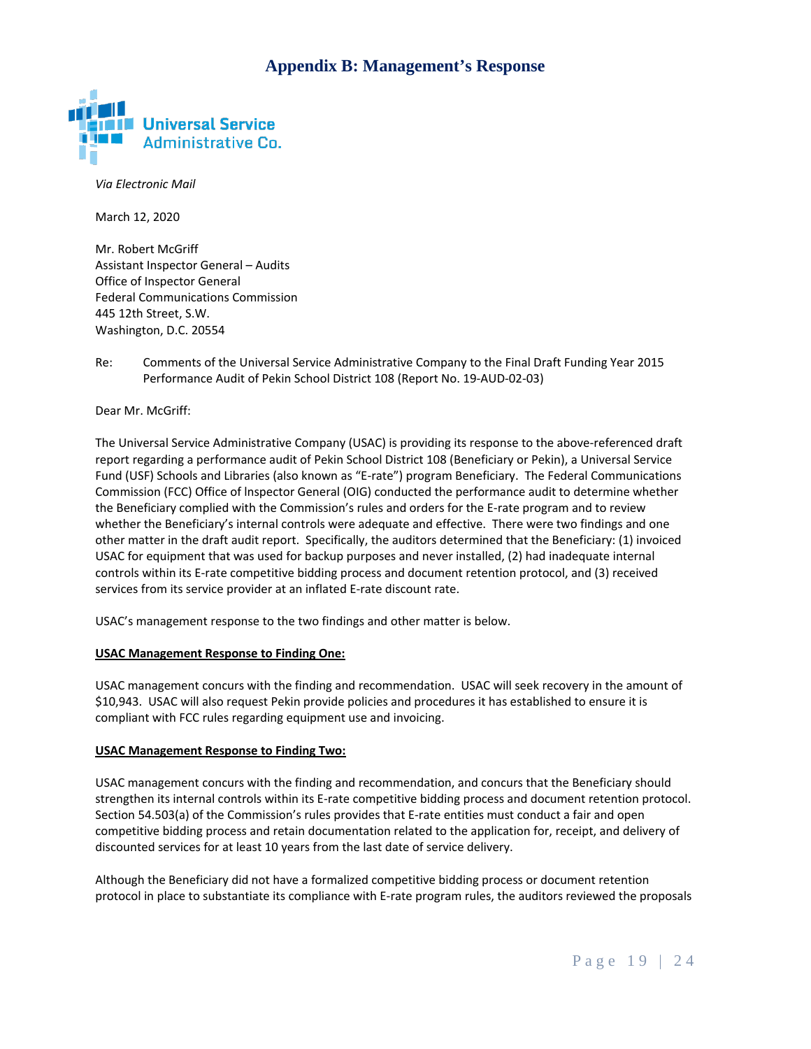# Appendix B: Management's Response

Universal Service Administrative Co.

*Via Electronic Mail*

March 12, 2020

Mr. Robert McGriff
Assistant Inspector General – Audits
Office of Inspector General
Federal Communications Commission
445 12th Street, S.W.
Washington, D.C. 20554

Re: Comments of the Universal Service Administrative Company to the Final Draft Funding Year 2015 Performance Audit of Pekin School District 108 (Report No. 19-AUD-02-03)

Dear Mr. McGriff:

The Universal Service Administrative Company (USAC) is providing its response to the above-referenced draft report regarding a performance audit of Pekin School District 108 (Beneficiary or Pekin), a Universal Service Fund (USF) Schools and Libraries (also known as "E-rate") program Beneficiary. The Federal Communications Commission (FCC) Office of Inspector General (OIG) conducted the performance audit to determine whether the Beneficiary complied with the Commission's rules and orders for the E-rate program and to review whether the Beneficiary's internal controls were adequate and effective. There were two findings and one other matter in the draft audit report. Specifically, the auditors determined that the Beneficiary: (1) invoiced USAC for equipment that was used for backup purposes and never installed, (2) had inadequate internal controls within its E-rate competitive bidding process and document retention protocol, and (3) received services from its service provider at an inflated E-rate discount rate.

USAC's management response to the two findings and other matter is below.

**<u>USAC Management Response to Finding One:</u>**

USAC management concurs with the finding and recommendation. USAC will seek recovery in the amount of $10,943. USAC will also request Pekin provide policies and procedures it has established to ensure it is compliant with FCC rules regarding equipment use and invoicing.

**<u>USAC Management Response to Finding Two:</u>**

USAC management concurs with the finding and recommendation, and concurs that the Beneficiary should strengthen its internal controls within its E-rate competitive bidding process and document retention protocol. Section 54.503(a) of the Commission's rules provides that E-rate entities must conduct a fair and open competitive bidding process and retain documentation related to the application for, receipt, and delivery of discounted services for at least 10 years from the last date of service delivery.

Although the Beneficiary did not have a formalized competitive bidding process or document retention protocol in place to substantiate its compliance with E-rate program rules, the auditors reviewed the proposals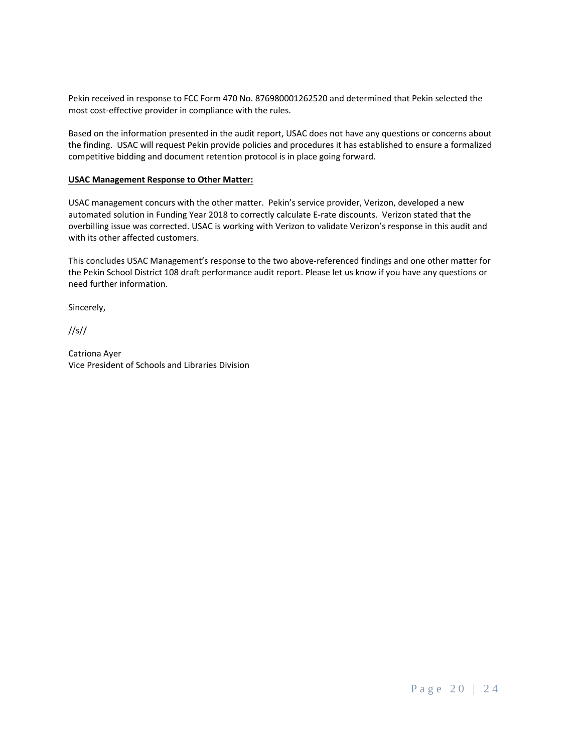Pekin received in response to FCC Form 470 No. 876980001262520 and determined that Pekin selected the most cost-effective provider in compliance with the rules.

Based on the information presented in the audit report, USAC does not have any questions or concerns about the finding. USAC will request Pekin provide policies and procedures it has established to ensure a formalized competitive bidding and document retention protocol is in place going forward.

**USAC Management Response to Other Matter:**

USAC management concurs with the other matter. Pekin's service provider, Verizon, developed a new automated solution in Funding Year 2018 to correctly calculate E-rate discounts. Verizon stated that the overbilling issue was corrected. USAC is working with Verizon to validate Verizon's response in this audit and with its other affected customers.

This concludes USAC Management's response to the two above-referenced findings and one other matter for the Pekin School District 108 draft performance audit report. Please let us know if you have any questions or need further information.

Sincerely,

//s//

Catriona Ayer
Vice President of Schools and Libraries Division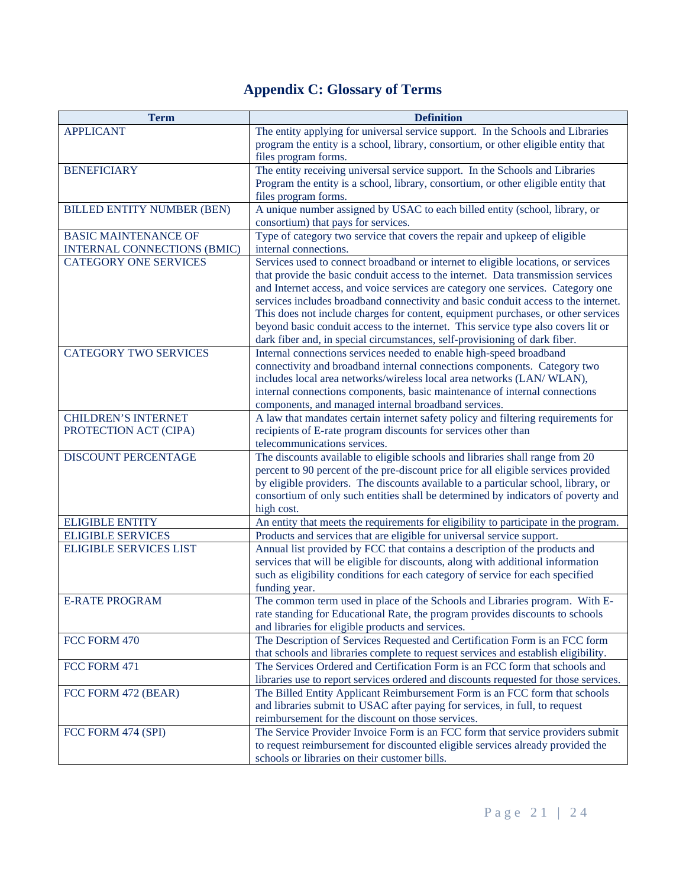# Appendix C: Glossary of Terms

| Term | Definition |
|---|---|
| APPLICANT | The entity applying for universal service support. In the Schools and Libraries program the entity is a school, library, consortium, or other eligible entity that files program forms. |
| BENEFICIARY | The entity receiving universal service support. In the Schools and Libraries Program the entity is a school, library, consortium, or other eligible entity that files program forms. |
| BILLED ENTITY NUMBER (BEN) | A unique number assigned by USAC to each billed entity (school, library, or consortium) that pays for services. |
| BASIC MAINTENANCE OF INTERNAL CONNECTIONS (BMIC) | Type of category two service that covers the repair and upkeep of eligible internal connections. |
| CATEGORY ONE SERVICES | Services used to connect broadband or internet to eligible locations, or services that provide the basic conduit access to the internet. Data transmission services and Internet access, and voice services are category one services. Category one services includes broadband connectivity and basic conduit access to the internet. This does not include charges for content, equipment purchases, or other services beyond basic conduit access to the internet. This service type also covers lit or dark fiber and, in special circumstances, self-provisioning of dark fiber. |
| CATEGORY TWO SERVICES | Internal connections services needed to enable high-speed broadband connectivity and broadband internal connections components. Category two includes local area networks/wireless local area networks (LAN/ WLAN), internal connections components, basic maintenance of internal connections components, and managed internal broadband services. |
| CHILDREN'S INTERNET PROTECTION ACT (CIPA) | A law that mandates certain internet safety policy and filtering requirements for recipients of E-rate program discounts for services other than telecommunications services. |
| DISCOUNT PERCENTAGE | The discounts available to eligible schools and libraries shall range from 20 percent to 90 percent of the pre-discount price for all eligible services provided by eligible providers. The discounts available to a particular school, library, or consortium of only such entities shall be determined by indicators of poverty and high cost. |
| ELIGIBLE ENTITY | An entity that meets the requirements for eligibility to participate in the program. |
| ELIGIBLE SERVICES | Products and services that are eligible for universal service support. |
| ELIGIBLE SERVICES LIST | Annual list provided by FCC that contains a description of the products and services that will be eligible for discounts, along with additional information such as eligibility conditions for each category of service for each specified funding year. |
| E-RATE PROGRAM | The common term used in place of the Schools and Libraries program. With E-rate standing for Educational Rate, the program provides discounts to schools and libraries for eligible products and services. |
| FCC FORM 470 | The Description of Services Requested and Certification Form is an FCC form that schools and libraries complete to request services and establish eligibility. |
| FCC FORM 471 | The Services Ordered and Certification Form is an FCC form that schools and libraries use to report services ordered and discounts requested for those services. |
| FCC FORM 472 (BEAR) | The Billed Entity Applicant Reimbursement Form is an FCC form that schools and libraries submit to USAC after paying for services, in full, to request reimbursement for the discount on those services. |
| FCC FORM 474 (SPI) | The Service Provider Invoice Form is an FCC form that service providers submit to request reimbursement for discounted eligible services already provided the schools or libraries on their customer bills. |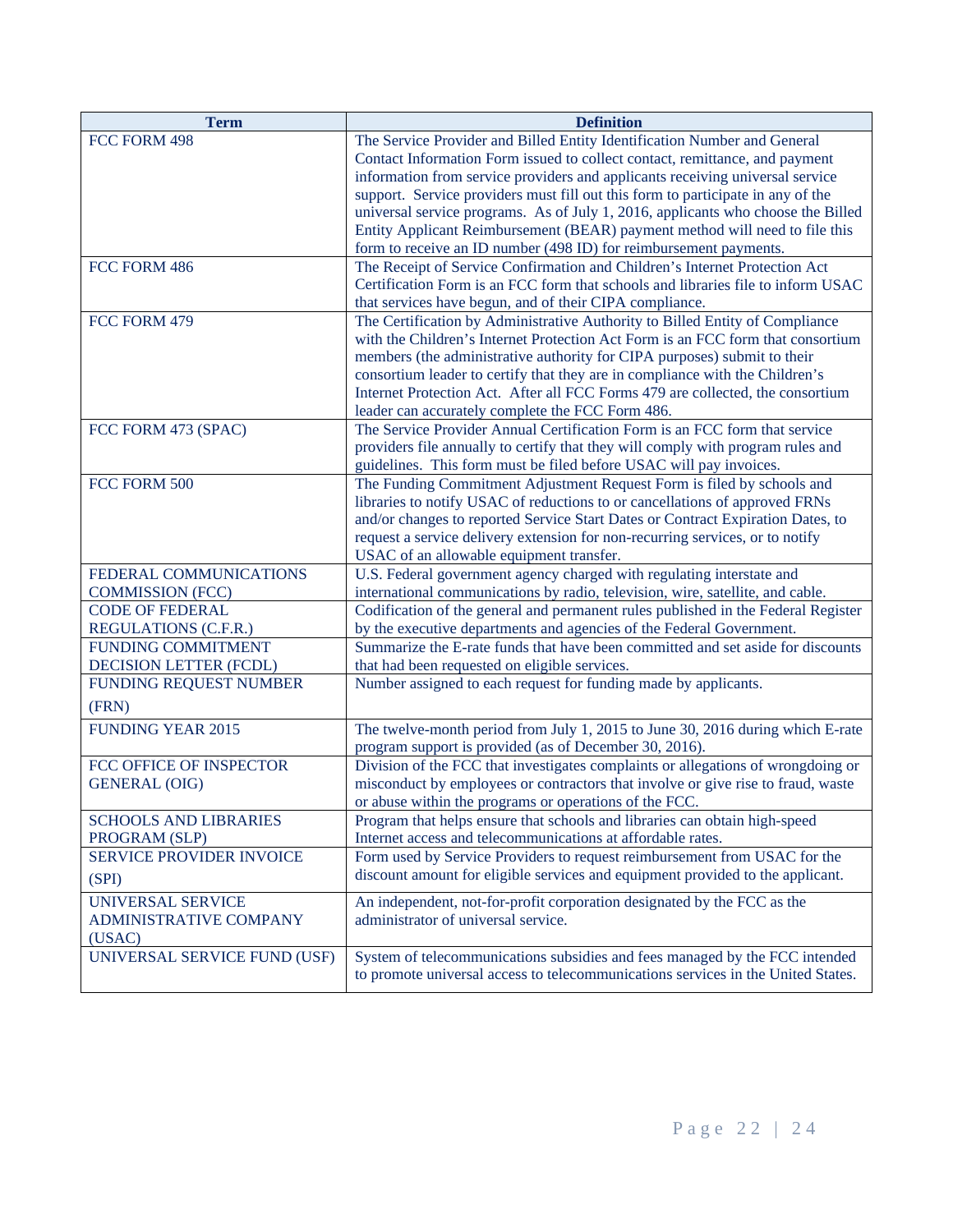| Term | Definition |
| --- | --- |
| FCC FORM 498 | The Service Provider and Billed Entity Identification Number and General Contact Information Form issued to collect contact, remittance, and payment information from service providers and applicants receiving universal service support. Service providers must fill out this form to participate in any of the universal service programs. As of July 1, 2016, applicants who choose the Billed Entity Applicant Reimbursement (BEAR) payment method will need to file this form to receive an ID number (498 ID) for reimbursement payments. |
| FCC FORM 486 | The Receipt of Service Confirmation and Children's Internet Protection Act Certification Form is an FCC form that schools and libraries file to inform USAC that services have begun, and of their CIPA compliance. |
| FCC FORM 479 | The Certification by Administrative Authority to Billed Entity of Compliance with the Children's Internet Protection Act Form is an FCC form that consortium members (the administrative authority for CIPA purposes) submit to their consortium leader to certify that they are in compliance with the Children's Internet Protection Act. After all FCC Forms 479 are collected, the consortium leader can accurately complete the FCC Form 486. |
| FCC FORM 473 (SPAC) | The Service Provider Annual Certification Form is an FCC form that service providers file annually to certify that they will comply with program rules and guidelines. This form must be filed before USAC will pay invoices. |
| FCC FORM 500 | The Funding Commitment Adjustment Request Form is filed by schools and libraries to notify USAC of reductions to or cancellations of approved FRNs and/or changes to reported Service Start Dates or Contract Expiration Dates, to request a service delivery extension for non-recurring services, or to notify USAC of an allowable equipment transfer. |
| FEDERAL COMMUNICATIONS COMMISSION (FCC) | U.S. Federal government agency charged with regulating interstate and international communications by radio, television, wire, satellite, and cable. |
| CODE OF FEDERAL REGULATIONS (C.F.R.) | Codification of the general and permanent rules published in the Federal Register by the executive departments and agencies of the Federal Government. |
| FUNDING COMMITMENT DECISION LETTER (FCDL) | Summarize the E-rate funds that have been committed and set aside for discounts that had been requested on eligible services. |
| FUNDING REQUEST NUMBER (FRN) | Number assigned to each request for funding made by applicants. |
| FUNDING YEAR 2015 | The twelve-month period from July 1, 2015 to June 30, 2016 during which E-rate program support is provided (as of December 30, 2016). |
| FCC OFFICE OF INSPECTOR GENERAL (OIG) | Division of the FCC that investigates complaints or allegations of wrongdoing or misconduct by employees or contractors that involve or give rise to fraud, waste or abuse within the programs or operations of the FCC. |
| SCHOOLS AND LIBRARIES PROGRAM (SLP) | Program that helps ensure that schools and libraries can obtain high-speed Internet access and telecommunications at affordable rates. |
| SERVICE PROVIDER INVOICE (SPI) | Form used by Service Providers to request reimbursement from USAC for the discount amount for eligible services and equipment provided to the applicant. |
| UNIVERSAL SERVICE ADMINISTRATIVE COMPANY (USAC) | An independent, not-for-profit corporation designated by the FCC as the administrator of universal service. |
| UNIVERSAL SERVICE FUND (USF) | System of telecommunications subsidies and fees managed by the FCC intended to promote universal access to telecommunications services in the United States. |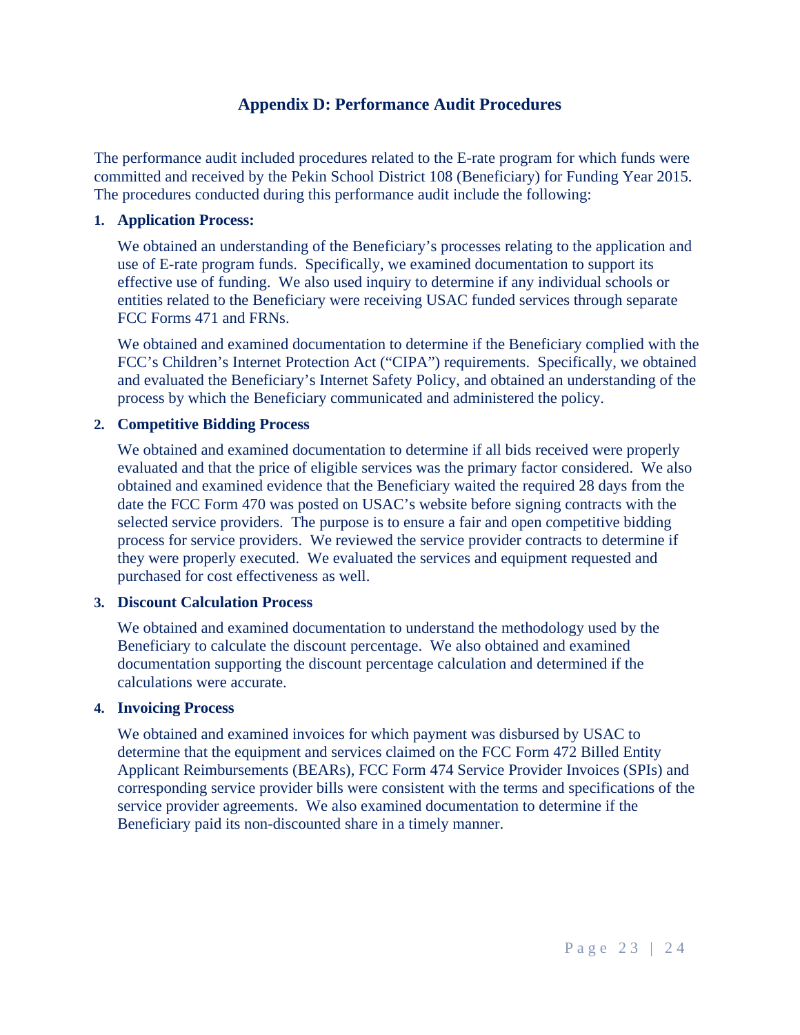# Appendix D: Performance Audit Procedures

The performance audit included procedures related to the E-rate program for which funds were committed and received by the Pekin School District 108 (Beneficiary) for Funding Year 2015. The procedures conducted during this performance audit include the following:

1. **Application Process:**

   We obtained an understanding of the Beneficiary's processes relating to the application and use of E-rate program funds. Specifically, we examined documentation to support its effective use of funding. We also used inquiry to determine if any individual schools or entities related to the Beneficiary were receiving USAC funded services through separate FCC Forms 471 and FRNs.

   We obtained and examined documentation to determine if the Beneficiary complied with the FCC's Children's Internet Protection Act ("CIPA") requirements. Specifically, we obtained and evaluated the Beneficiary's Internet Safety Policy, and obtained an understanding of the process by which the Beneficiary communicated and administered the policy.

2. **Competitive Bidding Process**

   We obtained and examined documentation to determine if all bids received were properly evaluated and that the price of eligible services was the primary factor considered. We also obtained and examined evidence that the Beneficiary waited the required 28 days from the date the FCC Form 470 was posted on USAC's website before signing contracts with the selected service providers. The purpose is to ensure a fair and open competitive bidding process for service providers. We reviewed the service provider contracts to determine if they were properly executed. We evaluated the services and equipment requested and purchased for cost effectiveness as well.

3. **Discount Calculation Process**

   We obtained and examined documentation to understand the methodology used by the Beneficiary to calculate the discount percentage. We also obtained and examined documentation supporting the discount percentage calculation and determined if the calculations were accurate.

4. **Invoicing Process**

   We obtained and examined invoices for which payment was disbursed by USAC to determine that the equipment and services claimed on the FCC Form 472 Billed Entity Applicant Reimbursements (BEARs), FCC Form 474 Service Provider Invoices (SPIs) and corresponding service provider bills were consistent with the terms and specifications of the service provider agreements. We also examined documentation to determine if the Beneficiary paid its non-discounted share in a timely manner.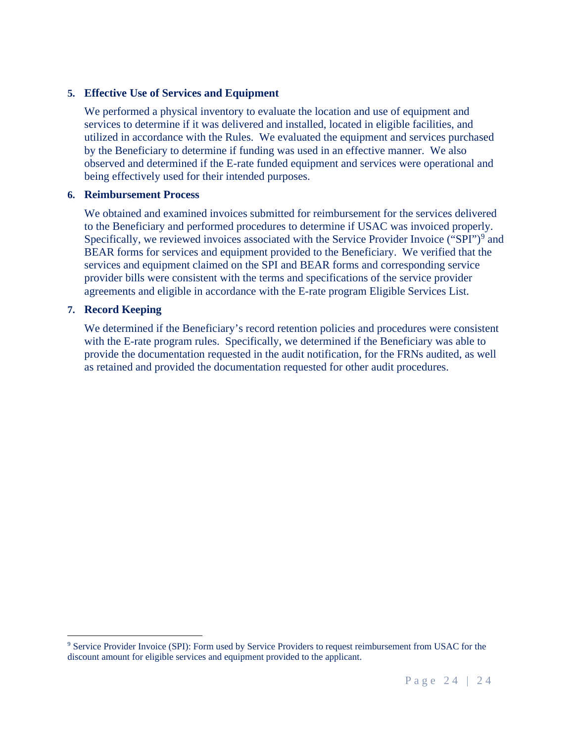5. **Effective Use of Services and Equipment**

   We performed a physical inventory to evaluate the location and use of equipment and services to determine if it was delivered and installed, located in eligible facilities, and utilized in accordance with the Rules. We evaluated the equipment and services purchased by the Beneficiary to determine if funding was used in an effective manner. We also observed and determined if the E-rate funded equipment and services were operational and being effectively used for their intended purposes.

6. **Reimbursement Process**

   We obtained and examined invoices submitted for reimbursement for the services delivered to the Beneficiary and performed procedures to determine if USAC was invoiced properly. Specifically, we reviewed invoices associated with the Service Provider Invoice ("SPI")[9] and BEAR forms for services and equipment provided to the Beneficiary. We verified that the services and equipment claimed on the SPI and BEAR forms and corresponding service provider bills were consistent with the terms and specifications of the service provider agreements and eligible in accordance with the E-rate program Eligible Services List.

7. **Record Keeping**

   We determined if the Beneficiary's record retention policies and procedures were consistent with the E-rate program rules. Specifically, we determined if the Beneficiary was able to provide the documentation requested in the audit notification, for the FRNs audited, as well as retained and provided the documentation requested for other audit procedures.

---

[9] Service Provider Invoice (SPI): Form used by Service Providers to request reimbursement from USAC for the discount amount for eligible services and equipment provided to the applicant.